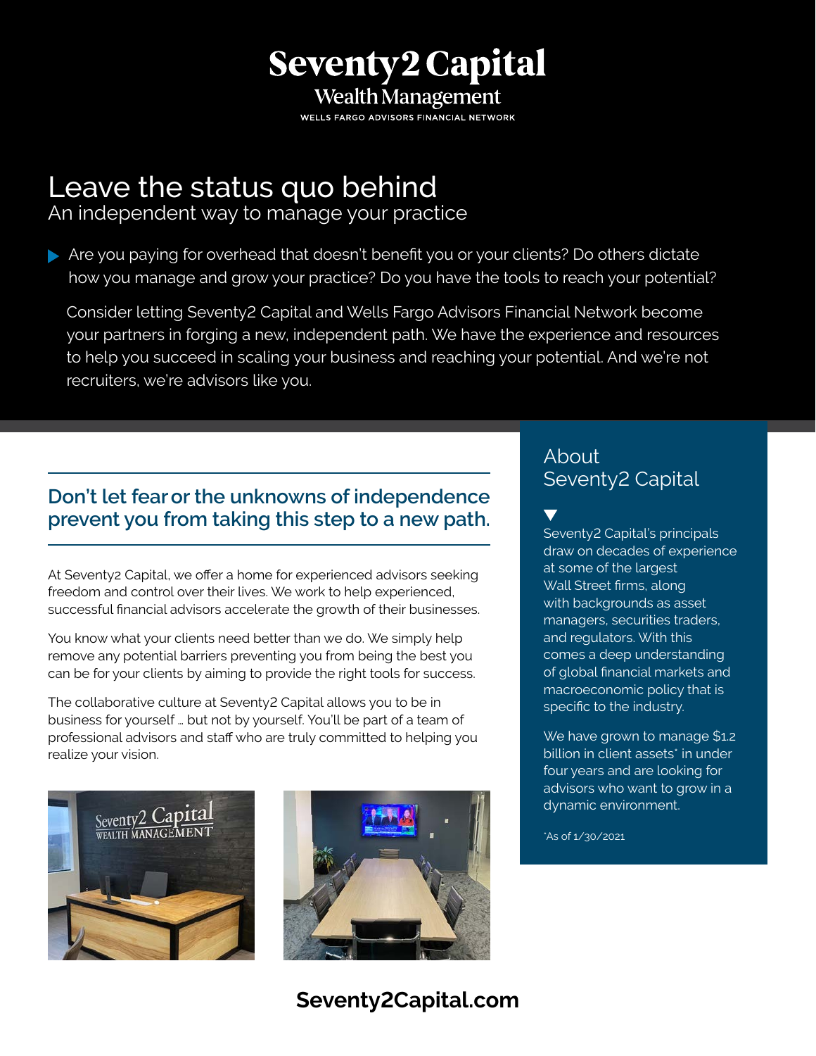# Seventy2 Capital

Wealth Management

WELLS FARGO ADVISORS FINANCIAL NETWORK

## Leave the status quo behind

An independent way to manage your practice

- Are you paying for overhead that doesn't benefit you or your clients? Do others dictate how you manage and grow your practice? Do you have the tools to reach your potential?

Consider letting Seventy2 Capital and Wells Fargo Advisors Financial Network become your partners in forging a new, independent path. We have the experience and resources to help you succeed in scaling your business and reaching your potential. And we're not recruiters, we're advisors like you.

### Don't let fear or the unknowns of independence prevent you from taking this step to a new path.

At Seventy2 Capital, we offer a home for experienced advisors seeking freedom and control over their lives. We work to help experienced, successful financial advisors accelerate the growth of their businesses.

You know what your clients need better than we do. We simply help remove any potential barriers preventing you from being the best you can be for your clients by aiming to provide the right tools for success.

The collaborative culture at Seventy2 Capital allows you to be in business for yourself … but not by yourself. You'll be part of a team of professional advisors and staff who are truly committed to helping you realize your vision.

### About Seventy2 Capital

Seventy2 Capital's principals draw on decades of experience at some of the largest Wall Street firms, along with backgrounds as asset managers, securities traders, and regulators. With this comes a deep understanding of global financial markets and macroeconomic policy that is specific to the industry.

We have grown to manage $1.2 billion in client assets* in under four years and are looking for advisors who want to grow in a dynamic environment.

*As of 1/30/2021

**Seventy2Capital.com**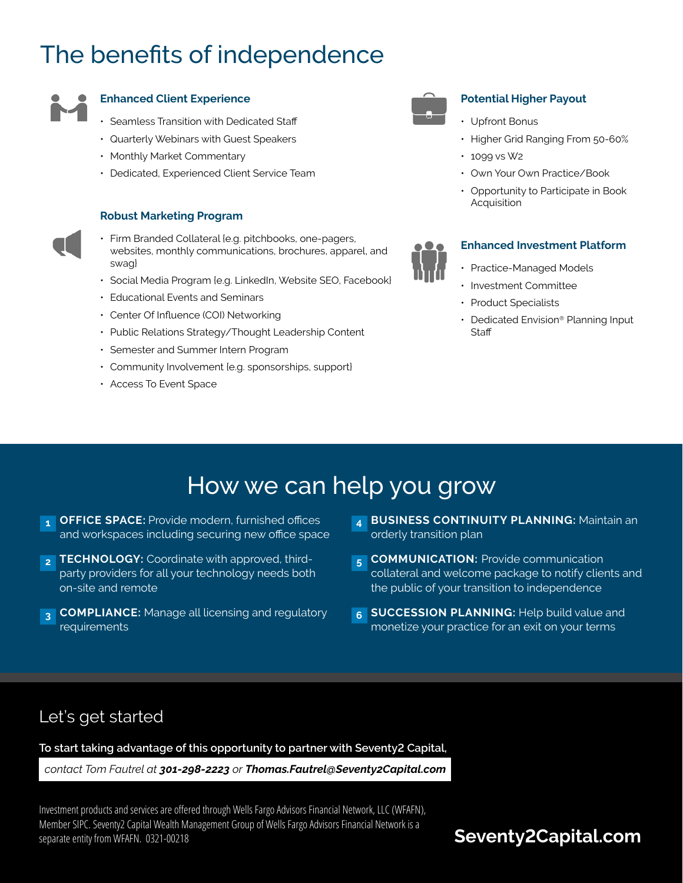# The benefits of independence

### Enhanced Client Experience

- Seamless Transition with Dedicated Staff
- Quarterly Webinars with Guest Speakers
- Monthly Market Commentary
- Dedicated, Experienced Client Service Team

### Robust Marketing Program

- Firm Branded Collateral (e.g. pitchbooks, one-pagers, websites, monthly communications, brochures, apparel, and swag)
- Social Media Program (e.g. LinkedIn, Website SEO, Facebook)
- Educational Events and Seminars
- Center Of Influence (COI) Networking
- Public Relations Strategy/Thought Leadership Content
- Semester and Summer Intern Program
- Community Involvement (e.g. sponsorships, support)
- Access To Event Space

### Potential Higher Payout

- Upfront Bonus
- Higher Grid Ranging From 50-60%
- 1099 vs W2
- Own Your Own Practice/Book
- Opportunity to Participate in Book Acquisition

### Enhanced Investment Platform

- Practice-Managed Models
- Investment Committee
- Product Specialists
- Dedicated Envision® Planning Input Staff

# How we can help you grow

1. **OFFICE SPACE:** Provide modern, furnished offices and workspaces including securing new office space
2. **TECHNOLOGY:** Coordinate with approved, third-party providers for all your technology needs both on-site and remote
3. **COMPLIANCE:** Manage all licensing and regulatory requirements
4. **BUSINESS CONTINUITY PLANNING:** Maintain an orderly transition plan
5. **COMMUNICATION:** Provide communication collateral and welcome package to notify clients and the public of your transition to independence
6. **SUCCESSION PLANNING:** Help build value and monetize your practice for an exit on your terms

## Let's get started

**To start taking advantage of this opportunity to partner with Seventy2 Capital,**

*contact Tom Fautrel at* ***301-298-2223*** *or* ***Thomas.Fautrel@Seventy2Capital.com***

Investment products and services are offered through Wells Fargo Advisors Financial Network, LLC (WFAFN), Member SIPC. Seventy2 Capital Wealth Management Group of Wells Fargo Advisors Financial Network is a separate entity from WFAFN. 0321-00218

**Seventy2Capital.com**